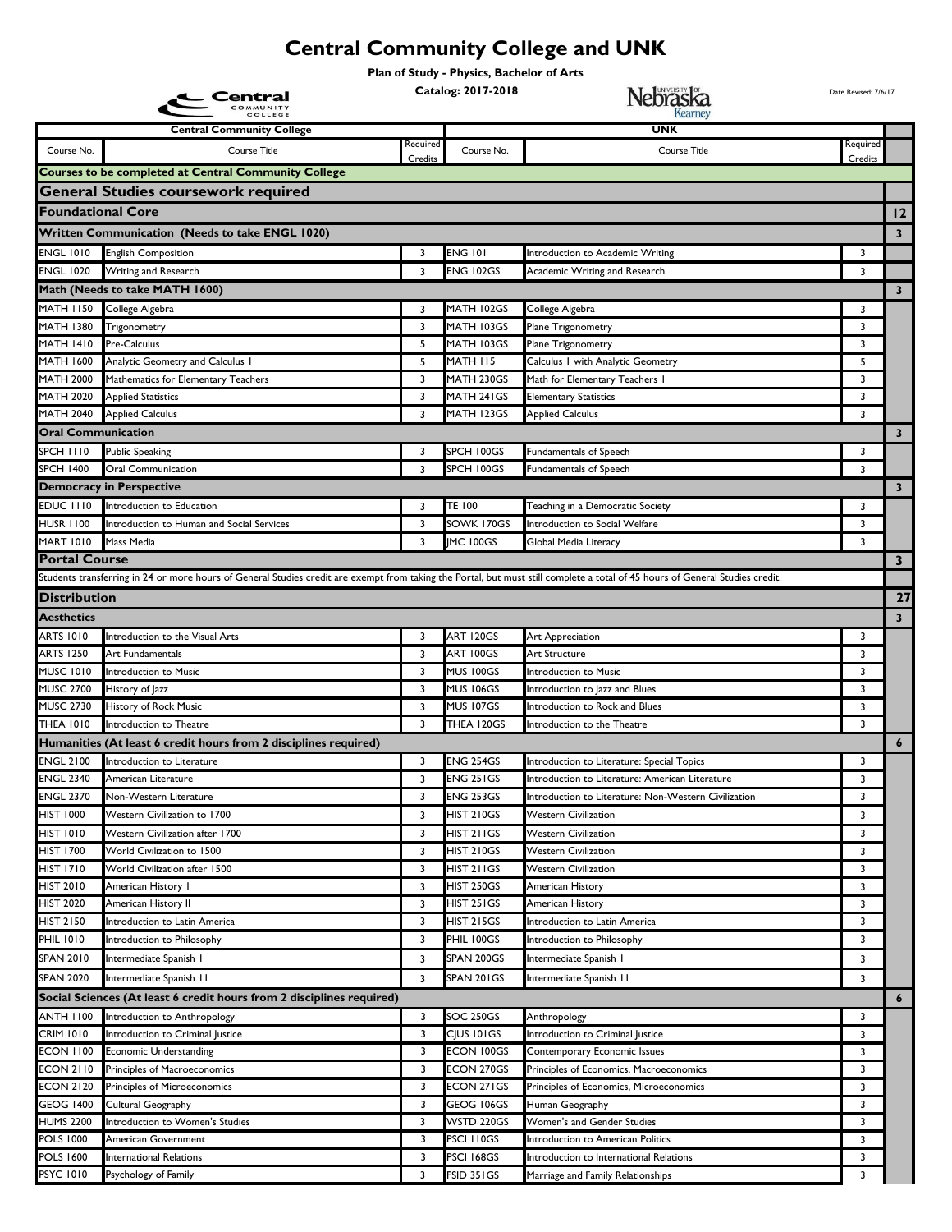# Central Community College and UNK

**Plan of Study - Physics, Bachelor of Arts**

**Catalog: 2017-2018**

Date Revised: 7/6/17

| Central Community College | | | UNK | | | |
|---|---|---|---|---|---|---|
| Course No. | Course Title | Required Credits | Course No. | Course Title | Required Credits | |
| **Courses to be completed at Central Community College** | | | | | | |
| **General Studies coursework required** | | | | | | |
| **Foundational Core** | | | | | | **12** |
| **Written Communication (Needs to take ENGL 1020)** | | | | | | **3** |
| ENGL 1010 | English Composition | 3 | ENG 101 | Introduction to Academic Writing | 3 | |
| ENGL 1020 | Writing and Research | 3 | ENG 102GS | Academic Writing and Research | 3 | |
| **Math (Needs to take MATH 1600)** | | | | | | **3** |
| MATH 1150 | College Algebra | 3 | MATH 102GS | College Algebra | 3 | |
| MATH 1380 | Trigonometry | 3 | MATH 103GS | Plane Trigonometry | 3 | |
| MATH 1410 | Pre-Calculus | 5 | MATH 103GS | Plane Trigonometry | 3 | |
| MATH 1600 | Analytic Geometry and Calculus I | 5 | MATH 115 | Calculus I with Analytic Geometry | 5 | |
| MATH 2000 | Mathematics for Elementary Teachers | 3 | MATH 230GS | Math for Elementary Teachers I | 3 | |
| MATH 2020 | Applied Statistics | 3 | MATH 241GS | Elementary Statistics | 3 | |
| MATH 2040 | Applied Calculus | 3 | MATH 123GS | Applied Calculus | 3 | |
| **Oral Communication** | | | | | | **3** |
| SPCH 1110 | Public Speaking | 3 | SPCH 100GS | Fundamentals of Speech | 3 | |
| SPCH 1400 | Oral Communication | 3 | SPCH 100GS | Fundamentals of Speech | 3 | |
| **Democracy in Perspective** | | | | | | **3** |
| EDUC 1110 | Introduction to Education | 3 | TE 100 | Teaching in a Democratic Society | 3 | |
| HUSR 1100 | Introduction to Human and Social Services | 3 | SOWK 170GS | Introduction to Social Welfare | 3 | |
| MART 1010 | Mass Media | 3 | JMC 100GS | Global Media Literacy | 3 | |
| **Portal Course** | | | | | | **3** |
| Students transferring in 24 or more hours of General Studies credit are exempt from taking the Portal, but must still complete a total of 45 hours of General Studies credit. | | | | | | |
| **Distribution** | | | | | | **27** |
| **Aesthetics** | | | | | | **3** |
| ARTS 1010 | Introduction to the Visual Arts | 3 | ART 120GS | Art Appreciation | 3 | |
| ARTS 1250 | Art Fundamentals | 3 | ART 100GS | Art Structure | 3 | |
| MUSC 1010 | Introduction to Music | 3 | MUS 100GS | Introduction to Music | 3 | |
| MUSC 2700 | History of Jazz | 3 | MUS 106GS | Introduction to Jazz and Blues | 3 | |
| MUSC 2730 | History of Rock Music | 3 | MUS 107GS | Introduction to Rock and Blues | 3 | |
| THEA 1010 | Introduction to Theatre | 3 | THEA 120GS | Introduction to the Theatre | 3 | |
| **Humanities (At least 6 credit hours from 2 disciplines required)** | | | | | | **6** |
| ENGL 2100 | Introduction to Literature | 3 | ENG 254GS | Introduction to Literature: Special Topics | 3 | |
| ENGL 2340 | American Literature | 3 | ENG 251GS | Introduction to Literature: American Literature | 3 | |
| ENGL 2370 | Non-Western Literature | 3 | ENG 253GS | Introduction to Literature: Non-Western Civilization | 3 | |
| HIST 1000 | Western Civilization to 1700 | 3 | HIST 210GS | Western Civilization | 3 | |
| HIST 1010 | Western Civilization after 1700 | 3 | HIST 211GS | Western Civilization | 3 | |
| HIST 1700 | World Civilization to 1500 | 3 | HIST 210GS | Western Civilization | 3 | |
| HIST 1710 | World Civilization after 1500 | 3 | HIST 211GS | Western Civilization | 3 | |
| HIST 2010 | American History I | 3 | HIST 250GS | American History | 3 | |
| HIST 2020 | American History II | 3 | HIST 251GS | American History | 3 | |
| HIST 2150 | Introduction to Latin America | 3 | HIST 215GS | Introduction to Latin America | 3 | |
| PHIL 1010 | Introduction to Philosophy | 3 | PHIL 100GS | Introduction to Philosophy | 3 | |
| SPAN 2010 | Intermediate Spanish I | 3 | SPAN 200GS | Intermediate Spanish I | 3 | |
| SPAN 2020 | Intermediate Spanish 11 | 3 | SPAN 201GS | Intermediate Spanish 11 | 3 | |
| **Social Sciences (At least 6 credit hours from 2 disciplines required)** | | | | | | **6** |
| ANTH 1100 | Introduction to Anthropology | 3 | SOC 250GS | Anthropology | 3 | |
| CRIM 1010 | Introduction to Criminal Justice | 3 | CJUS 101GS | Introduction to Criminal Justice | 3 | |
| ECON 1100 | Economic Understanding | 3 | ECON 100GS | Contemporary Economic Issues | 3 | |
| ECON 2110 | Principles of Macroeconomics | 3 | ECON 270GS | Principles of Economics, Macroeconomics | 3 | |
| ECON 2120 | Principles of Microeconomics | 3 | ECON 271GS | Principles of Economics, Microeconomics | 3 | |
| GEOG 1400 | Cultural Geography | 3 | GEOG 106GS | Human Geography | 3 | |
| HUMS 2200 | Introduction to Women's Studies | 3 | WSTD 220GS | Women's and Gender Studies | 3 | |
| POLS 1000 | American Government | 3 | PSCI 110GS | Introduction to American Politics | 3 | |
| POLS 1600 | International Relations | 3 | PSCI 168GS | Introduction to International Relations | 3 | |
| PSYC 1010 | Psychology of Family | 3 | FSID 351GS | Marriage and Family Relationships | 3 | |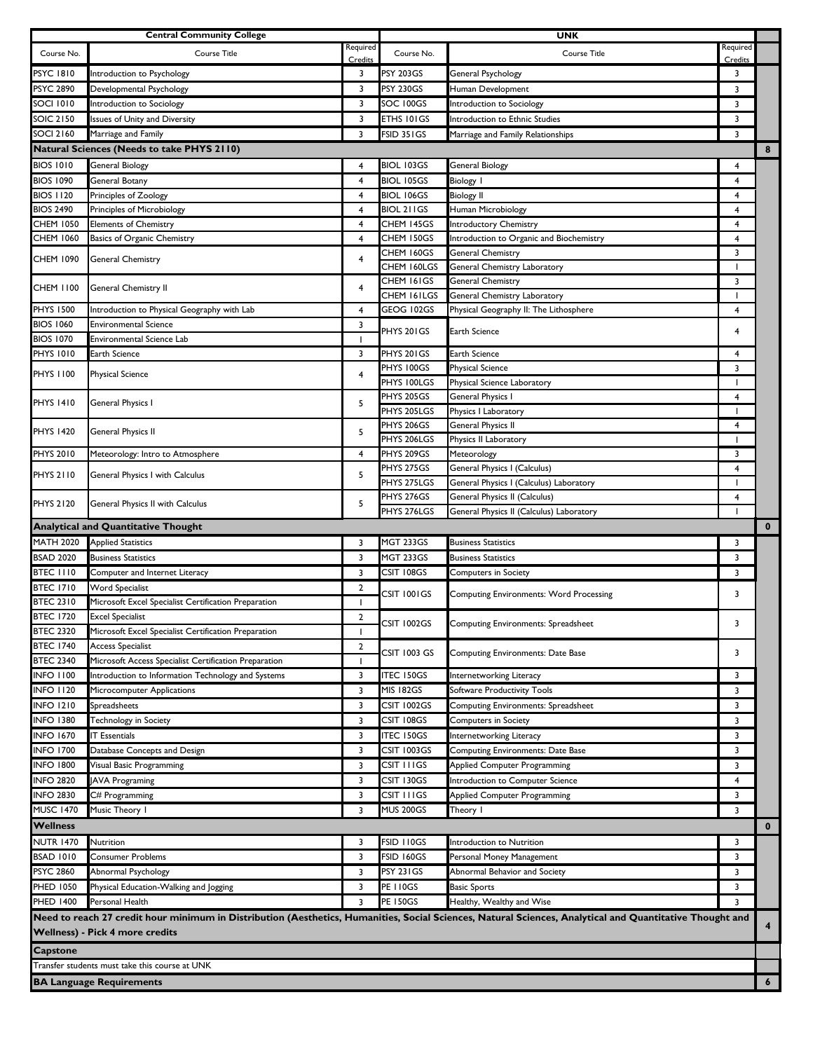| Central Community College | | | UNK | | | |
|---|---|---|---|---|---|---|
| Course No. | Course Title | Required Credits | Course No. | Course Title | Required Credits | |
| PSYC 1810 | Introduction to Psychology | 3 | PSY 203GS | General Psychology | 3 | |
| PSYC 2890 | Developmental Psychology | 3 | PSY 230GS | Human Development | 3 | |
| SOCI 1010 | Introduction to Sociology | 3 | SOC 100GS | Introduction to Sociology | 3 | |
| SOIC 2150 | Issues of Unity and Diversity | 3 | ETHS 101GS | Introduction to Ethnic Studies | 3 | |
| SOCI 2160 | Marriage and Family | 3 | FSID 351GS | Marriage and Family Relationships | 3 | |
| **Natural Sciences (Needs to take PHYS 2110)** | | | | | | **8** |
| BIOS 1010 | General Biology | 4 | BIOL 103GS | General Biology | 4 | |
| BIOS 1090 | General Botany | 4 | BIOL 105GS | Biology I | 4 | |
| BIOS 1120 | Principles of Zoology | 4 | BIOL 106GS | Biology II | 4 | |
| BIOS 2490 | Principles of Microbiology | 4 | BIOL 211GS | Human Microbiology | 4 | |
| CHEM 1050 | Elements of Chemistry | 4 | CHEM 145GS | Introductory Chemistry | 4 | |
| CHEM 1060 | Basics of Organic Chemistry | 4 | CHEM 150GS | Introduction to Organic and Biochemistry | 4 | |
| CHEM 1090 | General Chemistry | 4 | CHEM 160GS | General Chemistry | 3 | |
| | | | CHEM 160LGS | General Chemistry Laboratory | 1 | |
| CHEM 1100 | General Chemistry II | 4 | CHEM 161GS | General Chemistry | 3 | |
| | | | CHEM 161LGS | General Chemistry Laboratory | 1 | |
| PHYS 1500 | Introduction to Physical Geography with Lab | 4 | GEOG 102GS | Physical Geography II: The Lithosphere | 4 | |
| BIOS 1060 | Environmental Science | 3 | PHYS 201GS | Earth Science | 4 | |
| BIOS 1070 | Environmental Science Lab | 1 | | | | |
| PHYS 1010 | Earth Science | 3 | PHYS 201GS | Earth Science | 4 | |
| PHYS 1100 | Physical Science | 4 | PHYS 100GS | Physical Science | 3 | |
| | | | PHYS 100LGS | Physical Science Laboratory | 1 | |
| PHYS 1410 | General Physics I | 5 | PHYS 205GS | General Physics I | 4 | |
| | | | PHYS 205LGS | Physics I Laboratory | 1 | |
| PHYS 1420 | General Physics II | 5 | PHYS 206GS | General Physics II | 4 | |
| | | | PHYS 206LGS | Physics II Laboratory | 1 | |
| PHYS 2010 | Meteorology: Intro to Atmosphere | 4 | PHYS 209GS | Meteorology | 3 | |
| PHYS 2110 | General Physics I with Calculus | 5 | PHYS 275GS | General Physics I (Calculus) | 4 | |
| | | | PHYS 275LGS | General Physics I (Calculus) Laboratory | 1 | |
| PHYS 2120 | General Physics II with Calculus | 5 | PHYS 276GS | General Physics II (Calculus) | 4 | |
| | | | PHYS 276LGS | General Physics II (Calculus) Laboratory | 1 | |
| **Analytical and Quantitative Thought** | | | | | | **0** |
| MATH 2020 | Applied Statistics | 3 | MGT 233GS | Business Statistics | 3 | |
| BSAD 2020 | Business Statistics | 3 | MGT 233GS | Business Statistics | 3 | |
| BTEC 1110 | Computer and Internet Literacy | 3 | CSIT 108GS | Computers in Society | 3 | |
| BTEC 1710 | Word Specialist | 2 | CSIT 1001GS | Computing Environments: Word Processing | 3 | |
| BTEC 2310 | Microsoft Excel Specialist Certification Preparation | 1 | | | | |
| BTEC 1720 | Excel Specialist | 2 | CSIT 1002GS | Computing Environments: Spreadsheet | 3 | |
| BTEC 2320 | Microsoft Excel Specialist Certification Preparation | 1 | | | | |
| BTEC 1740 | Access Specialist | 2 | CSIT 1003 GS | Computing Environments: Date Base | 3 | |
| BTEC 2340 | Microsoft Access Specialist Certification Preparation | 1 | | | | |
| INFO 1100 | Introduction to Information Technology and Systems | 3 | ITEC 150GS | Internetworking Literacy | 3 | |
| INFO 1120 | Microcomputer Applications | 3 | MIS 182GS | Software Productivity Tools | 3 | |
| INFO 1210 | Spreadsheets | 3 | CSIT 1002GS | Computing Environments: Spreadsheet | 3 | |
| INFO 1380 | Technology in Society | 3 | CSIT 108GS | Computers in Society | 3 | |
| INFO 1670 | IT Essentials | 3 | ITEC 150GS | Internetworking Literacy | 3 | |
| INFO 1700 | Database Concepts and Design | 3 | CSIT 1003GS | Computing Environments: Date Base | 3 | |
| INFO 1800 | Visual Basic Programming | 3 | CSIT 111GS | Applied Computer Programming | 3 | |
| INFO 2820 | JAVA Programing | 3 | CSIT 130GS | Introduction to Computer Science | 4 | |
| INFO 2830 | C# Programming | 3 | CSIT 111GS | Applied Computer Programming | 3 | |
| MUSC 1470 | Music Theory I | 3 | MUS 200GS | Theory I | 3 | |
| **Wellness** | | | | | | **0** |
| NUTR 1470 | Nutrition | 3 | FSID 110GS | Introduction to Nutrition | 3 | |
| BSAD 1010 | Consumer Problems | 3 | FSID 160GS | Personal Money Management | 3 | |
| PSYC 2860 | Abnormal Psychology | 3 | PSY 231GS | Abnormal Behavior and Society | 3 | |
| PHED 1050 | Physical Education-Walking and Jogging | 3 | PE 110GS | Basic Sports | 3 | |
| PHED 1400 | Personal Health | 3 | PE 150GS | Healthy, Wealthy and Wise | 3 | |
| **Need to reach 27 credit hour minimum in Distribution (Aesthetics, Humanities, Social Sciences, Natural Sciences, Analytical and Quantitative Thought and Wellness) - Pick 4 more credits** | | | | | | **4** |
| **Capstone** | | | | | | |
| Transfer students must take this course at UNK | | | | | | |
| **BA Language Requirements** | | | | | | **6** |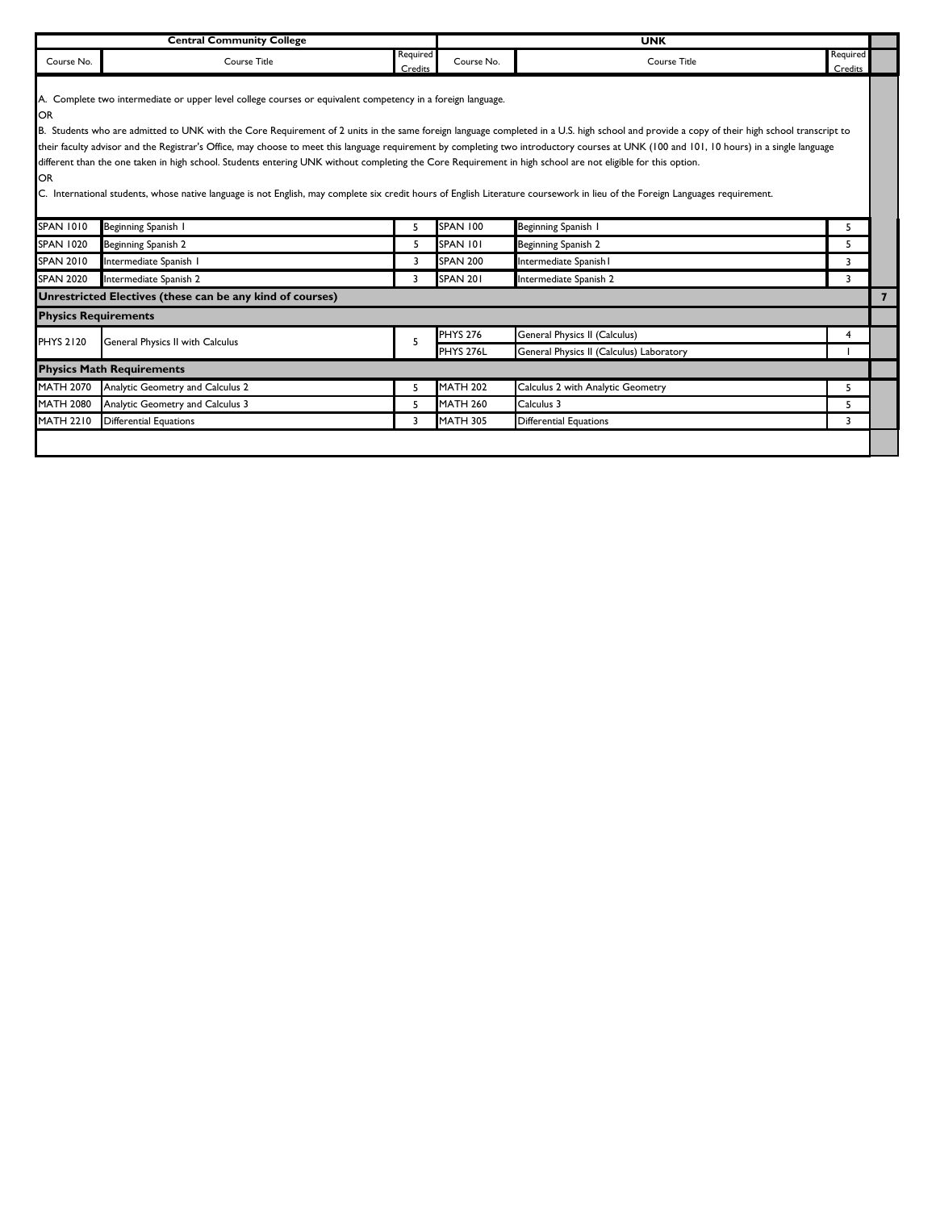| Central Community College | | | UNK | | | |
|---|---|---|---|---|---|---|
| Course No. | Course Title | Required Credits | Course No. | Course Title | Required Credits | |
| A. Complete two intermediate or upper level college courses or equivalent competency in a foreign language.<br>OR<br>B. Students who are admitted to UNK with the Core Requirement of 2 units in the same foreign language completed in a U.S. high school and provide a copy of their high school transcript to their faculty advisor and the Registrar's Office, may choose to meet this language requirement by completing two introductory courses at UNK (100 and 101, 10 hours) in a single language different than the one taken in high school. Students entering UNK without completing the Core Requirement in high school are not eligible for this option.<br>OR<br>C. International students, whose native language is not English, may complete six credit hours of English Literature coursework in lieu of the Foreign Languages requirement. | | | | | | |
| SPAN 1010 | Beginning Spanish 1 | 5 | SPAN 100 | Beginning Spanish 1 | 5 | |
| SPAN 1020 | Beginning Spanish 2 | 5 | SPAN 101 | Beginning Spanish 2 | 5 | |
| SPAN 2010 | Intermediate Spanish 1 | 3 | SPAN 200 | Intermediate Spanish1 | 3 | |
| SPAN 2020 | Intermediate Spanish 2 | 3 | SPAN 201 | Intermediate Spanish 2 | 3 | |
| **Unrestricted Electives (these can be any kind of courses)** | | | | | | 7 |
| **Physics Requirements** | | | | | | |
| PHYS 2120 | General Physics II with Calculus | 5 | PHYS 276 | General Physics II (Calculus) | 4 | |
| | | | PHYS 276L | General Physics II (Calculus) Laboratory | 1 | |
| **Physics Math Requirements** | | | | | | |
| MATH 2070 | Analytic Geometry and Calculus 2 | 5 | MATH 202 | Calculus 2 with Analytic Geometry | 5 | |
| MATH 2080 | Analytic Geometry and Calculus 3 | 5 | MATH 260 | Calculus 3 | 5 | |
| MATH 2210 | Differential Equations | 3 | MATH 305 | Differential Equations | 3 | |